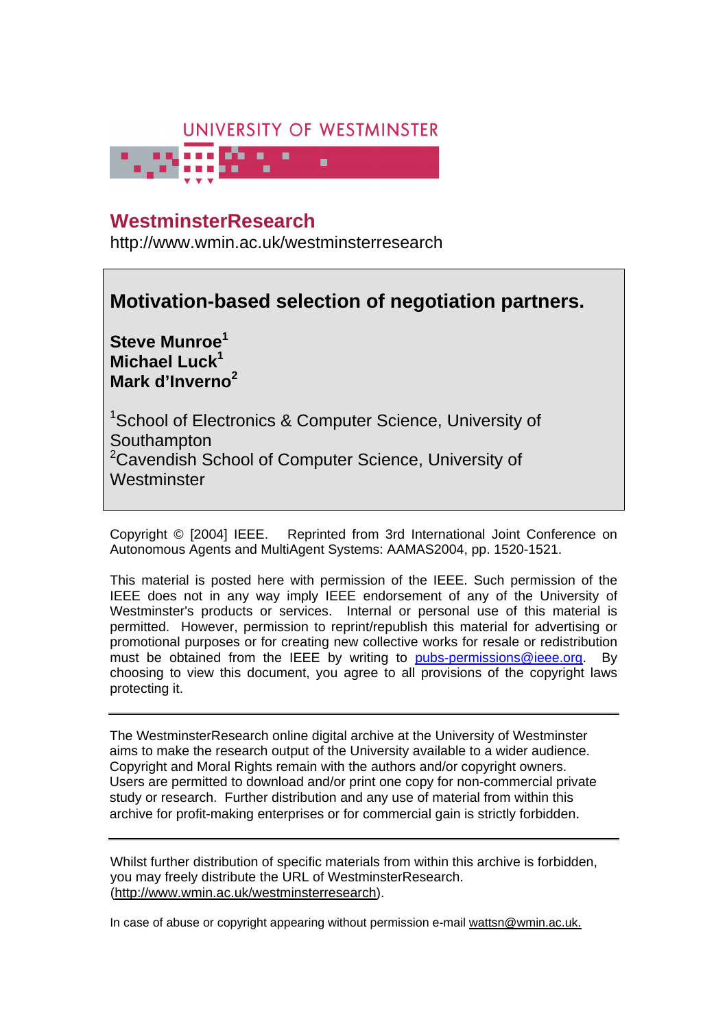UNIVERSITY OF WESTMINSTER

# WestminsterResearch

http://www.wmin.ac.uk/westminsterresearch

## Motivation-based selection of negotiation partners.

**Steve Munroe[1]**
**Michael Luck[1]**
**Mark d'Inverno[2]**

[1]School of Electronics & Computer Science, University of Southampton
[2]Cavendish School of Computer Science, University of Westminster

Copyright © [2004] IEEE. Reprinted from 3rd International Joint Conference on Autonomous Agents and MultiAgent Systems: AAMAS2004, pp. 1520-1521.

This material is posted here with permission of the IEEE. Such permission of the IEEE does not in any way imply IEEE endorsement of any of the University of Westminster's products or services. Internal or personal use of this material is permitted. However, permission to reprint/republish this material for advertising or promotional purposes or for creating new collective works for resale or redistribution must be obtained from the IEEE by writing to pubs-permissions@ieee.org. By choosing to view this document, you agree to all provisions of the copyright laws protecting it.

---

The WestminsterResearch online digital archive at the University of Westminster aims to make the research output of the University available to a wider audience. Copyright and Moral Rights remain with the authors and/or copyright owners. Users are permitted to download and/or print one copy for non-commercial private study or research. Further distribution and any use of material from within this archive for profit-making enterprises or for commercial gain is strictly forbidden.

---

Whilst further distribution of specific materials from within this archive is forbidden, you may freely distribute the URL of WestminsterResearch. (http://www.wmin.ac.uk/westminsterresearch).

In case of abuse or copyright appearing without permission e-mail wattsn@wmin.ac.uk.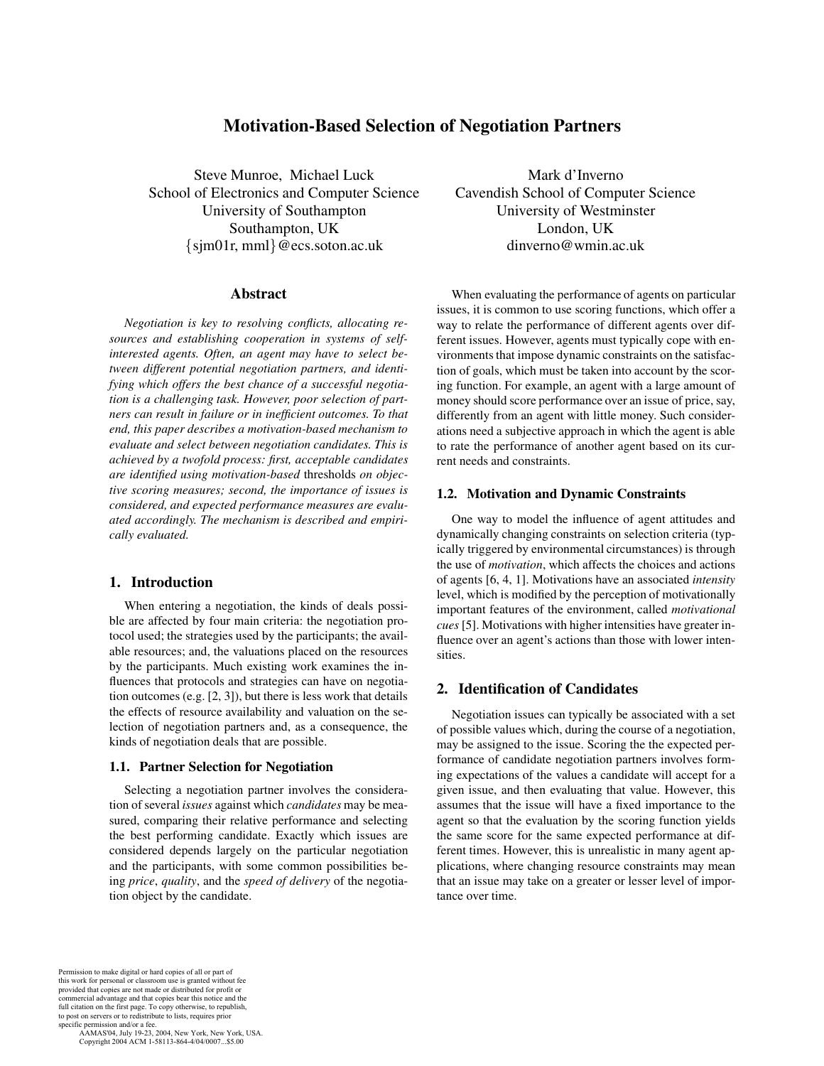# Motivation-Based Selection of Negotiation Partners

Steve Munroe, Michael Luck
School of Electronics and Computer Science
University of Southampton
Southampton, UK
{sjm01r, mml}@ecs.soton.ac.uk

Mark d'Inverno
Cavendish School of Computer Science
University of Westminster
London, UK
dinverno@wmin.ac.uk

## Abstract

*Negotiation is key to resolving conflicts, allocating resources and establishing cooperation in systems of self-interested agents. Often, an agent may have to select between different potential negotiation partners, and identifying which offers the best chance of a successful negotiation is a challenging task. However, poor selection of partners can result in failure or in inefficient outcomes. To that end, this paper describes a motivation-based mechanism to evaluate and select between negotiation candidates. This is achieved by a twofold process: first, acceptable candidates are identified using motivation-based* thresholds *on objective scoring measures; second, the importance of issues is considered, and expected performance measures are evaluated accordingly. The mechanism is described and empirically evaluated.*

## 1. Introduction

When entering a negotiation, the kinds of deals possible are affected by four main criteria: the negotiation protocol used; the strategies used by the participants; the available resources; and, the valuations placed on the resources by the participants. Much existing work examines the influences that protocols and strategies can have on negotiation outcomes (e.g. [2, 3]), but there is less work that details the effects of resource availability and valuation on the selection of negotiation partners and, as a consequence, the kinds of negotiation deals that are possible.

### 1.1. Partner Selection for Negotiation

Selecting a negotiation partner involves the consideration of several *issues* against which *candidates* may be measured, comparing their relative performance and selecting the best performing candidate. Exactly which issues are considered depends largely on the particular negotiation and the participants, with some common possibilities being *price*, *quality*, and the *speed of delivery* of the negotiation object by the candidate.

When evaluating the performance of agents on particular issues, it is common to use scoring functions, which offer a way to relate the performance of different agents over different issues. However, agents must typically cope with environments that impose dynamic constraints on the satisfaction of goals, which must be taken into account by the scoring function. For example, an agent with a large amount of money should score performance over an issue of price, say, differently from an agent with little money. Such considerations need a subjective approach in which the agent is able to rate the performance of another agent based on its current needs and constraints.

### 1.2. Motivation and Dynamic Constraints

One way to model the influence of agent attitudes and dynamically changing constraints on selection criteria (typically triggered by environmental circumstances) is through the use of *motivation*, which affects the choices and actions of agents [6, 4, 1]. Motivations have an associated *intensity* level, which is modified by the perception of motivationally important features of the environment, called *motivational cues* [5]. Motivations with higher intensities have greater influence over an agent's actions than those with lower intensities.

## 2. Identification of Candidates

Negotiation issues can typically be associated with a set of possible values which, during the course of a negotiation, may be assigned to the issue. Scoring the the expected performance of candidate negotiation partners involves forming expectations of the values a candidate will accept for a given issue, and then evaluating that value. However, this assumes that the issue will have a fixed importance to the agent so that the evaluation by the scoring function yields the same score for the same expected performance at different times. However, this is unrealistic in many agent applications, where changing resource constraints may mean that an issue may take on a greater or lesser level of importance over time.

Permission to make digital or hard copies of all or part of this work for personal or classroom use is granted without fee provided that copies are not made or distributed for profit or commercial advantage and that copies bear this notice and the full citation on the first page. To copy otherwise, to republish, to post on servers or to redistribute to lists, requires prior specific permission and/or a fee.
AAMAS'04, July 19-23, 2004, New York, New York, USA.
Copyright 2004 ACM 1-58113-864-4/04/0007...$5.00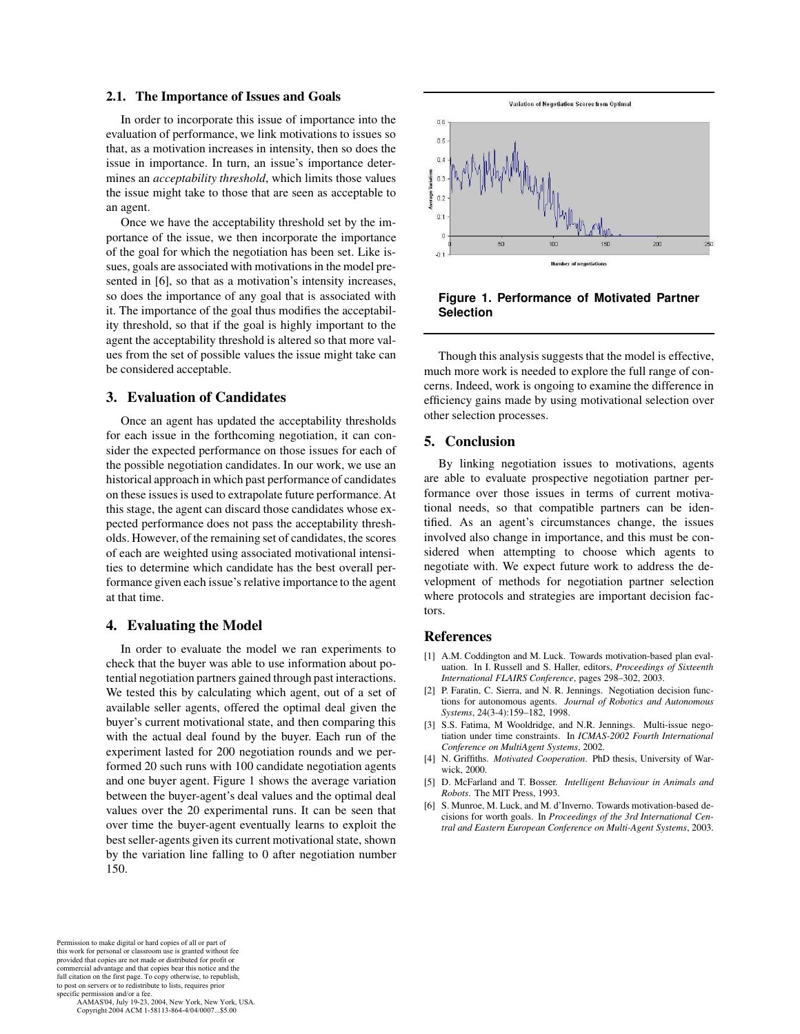### 2.1. The Importance of Issues and Goals

In order to incorporate this issue of importance into the evaluation of performance, we link motivations to issues so that, as a motivation increases in intensity, then so does the issue in importance. In turn, an issue's importance determines an *acceptability threshold*, which limits those values the issue might take to those that are seen as acceptable to an agent.

Once we have the acceptability threshold set by the importance of the issue, we then incorporate the importance of the goal for which the negotiation has been set. Like issues, goals are associated with motivations in the model presented in [6], so that as a motivation's intensity increases, so does the importance of any goal that is associated with it. The importance of the goal thus modifies the acceptability threshold, so that if the goal is highly important to the agent the acceptability threshold is altered so that more values from the set of possible values the issue might take can be considered acceptable.

## 3. Evaluation of Candidates

Once an agent has updated the acceptability thresholds for each issue in the forthcoming negotiation, it can consider the expected performance on those issues for each of the possible negotiation candidates. In our work, we use an historical approach in which past performance of candidates on these issues is used to extrapolate future performance. At this stage, the agent can discard those candidates whose expected performance does not pass the acceptability thresholds. However, of the remaining set of candidates, the scores of each are weighted using associated motivational intensities to determine which candidate has the best overall performance given each issue's relative importance to the agent at that time.

## 4. Evaluating the Model

In order to evaluate the model we ran experiments to check that the buyer was able to use information about potential negotiation partners gained through past interactions. We tested this by calculating which agent, out of a set of available seller agents, offered the optimal deal given the buyer's current motivational state, and then comparing this with the actual deal found by the buyer. Each run of the experiment lasted for 200 negotiation rounds and we performed 20 such runs with 100 candidate negotiation agents and one buyer agent. Figure 1 shows the average variation between the buyer-agent's deal values and the optimal deal values over the 20 experimental runs. It can be seen that over time the buyer-agent eventually learns to exploit the best seller-agents given its current motivational state, shown by the variation line falling to 0 after negotiation number 150.

Variation of Negotiation Scores from Optimal

Average Variation

0.6
0.5
0.4
0.3
0.2
0.1
0
-0.1

0 50 100 150 200 250

Number of negotiations

**Figure 1. Performance of Motivated Partner Selection**

Though this analysis suggests that the model is effective, much more work is needed to explore the full range of concerns. Indeed, work is ongoing to examine the difference in efficiency gains made by using motivational selection over other selection processes.

## 5. Conclusion

By linking negotiation issues to motivations, agents are able to evaluate prospective negotiation partner performance over those issues in terms of current motivational needs, so that compatible partners can be identified. As an agent's circumstances change, the issues involved also change in importance, and this must be considered when attempting to choose which agents to negotiate with. We expect future work to address the development of methods for negotiation partner selection where protocols and strategies are important decision factors.

## References

[1] A.M. Coddington and M. Luck. Towards motivation-based plan evaluation. In I. Russell and S. Haller, editors, *Proceedings of Sixteenth International FLAIRS Conference*, pages 298–302, 2003.

[2] P. Faratin, C. Sierra, and N. R. Jennings. Negotiation decision functions for autonomous agents. *Journal of Robotics and Autonomous Systems*, 24(3-4):159–182, 1998.

[3] S.S. Fatima, M Wooldridge, and N.R. Jennings. Multi-issue negotiation under time constraints. In *ICMAS-2002 Fourth International Conference on MultiAgent Systems*, 2002.

[4] N. Griffiths. *Motivated Cooperation*. PhD thesis, University of Warwick, 2000.

[5] D. McFarland and T. Bosser. *Intelligent Behaviour in Animals and Robots*. The MIT Press, 1993.

[6] S. Munroe, M. Luck, and M. d'Inverno. Towards motivation-based decisions for worth goals. In *Proceedings of the 3rd International Central and Eastern European Conference on Multi-Agent Systems*, 2003.

Permission to make digital or hard copies of all or part of this work for personal or classroom use is granted without fee provided that copies are not made or distributed for profit or commercial advantage and that copies bear this notice and the full citation on the first page. To copy otherwise, to republish, to post on servers or to redistribute to lists, requires prior specific permission and/or a fee.
AAMAS'04, July 19-23, 2004, New York, New York, USA.
Copyright 2004 ACM 1-58113-864-4/04/0007...$5.00